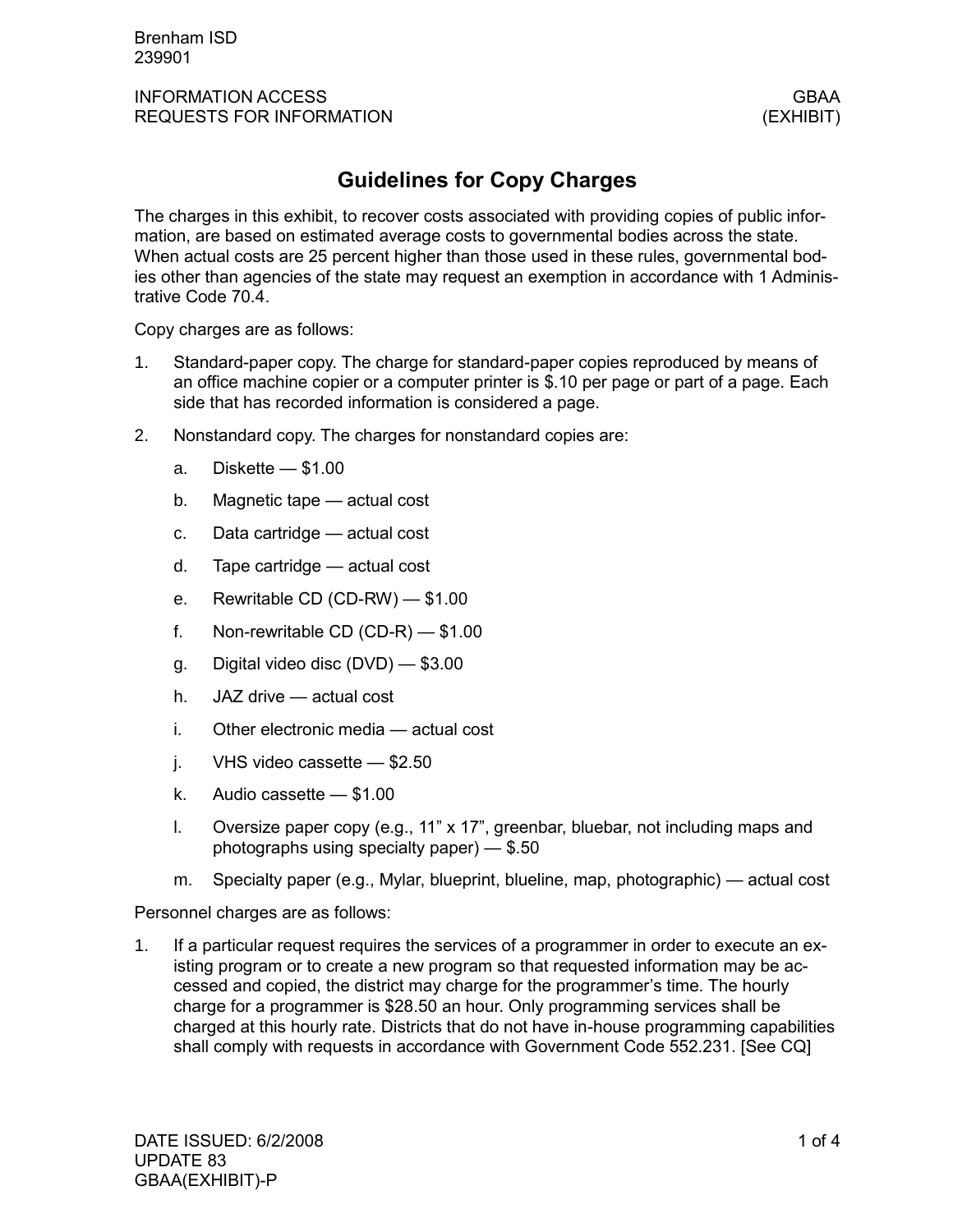# Guidelines for Copy Charges

The charges in this exhibit, to recover costs associated with providing copies of public information, are based on estimated average costs to governmental bodies across the state. When actual costs are 25 percent higher than those used in these rules, governmental bodies other than agencies of the state may request an exemption in accordance with 1 Administrative Code 70.4.

Copy charges are as follows:

1. Standard-paper copy. The charge for standard-paper copies reproduced by means of an office machine copier or a computer printer is $.10 per page or part of a page. Each side that has recorded information is considered a page.
2. Nonstandard copy. The charges for nonstandard copies are:
   a. Diskette — $1.00
   b. Magnetic tape — actual cost
   c. Data cartridge — actual cost
   d. Tape cartridge — actual cost
   e. Rewritable CD (CD-RW) — $1.00
   f. Non-rewritable CD (CD-R) — $1.00
   g. Digital video disc (DVD) — $3.00
   h. JAZ drive — actual cost
   i. Other electronic media — actual cost
   j. VHS video cassette — $2.50
   k. Audio cassette — $1.00
   l. Oversize paper copy (e.g., 11” x 17”, greenbar, bluebar, not including maps and photographs using specialty paper) — $.50
   m. Specialty paper (e.g., Mylar, blueprint, blueline, map, photographic) — actual cost

Personnel charges are as follows:

1. If a particular request requires the services of a programmer in order to execute an existing program or to create a new program so that requested information may be accessed and copied, the district may charge for the programmer’s time. The hourly charge for a programmer is $28.50 an hour. Only programming services shall be charged at this hourly rate. Districts that do not have in-house programming capabilities shall comply with requests in accordance with Government Code 552.231. [See CQ]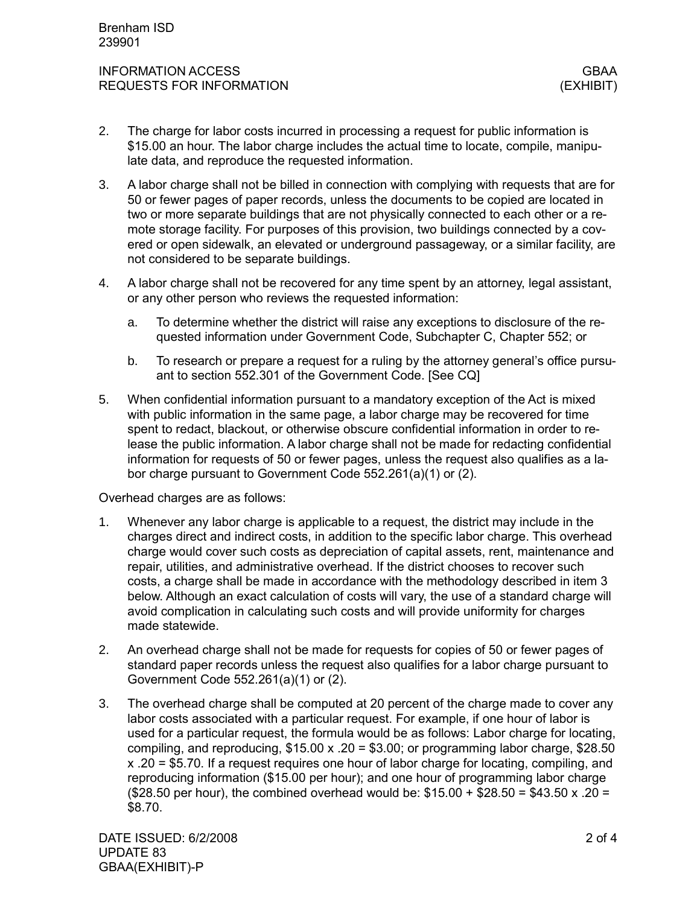2. The charge for labor costs incurred in processing a request for public information is $15.00 an hour. The labor charge includes the actual time to locate, compile, manipulate data, and reproduce the requested information.

3. A labor charge shall not be billed in connection with complying with requests that are for 50 or fewer pages of paper records, unless the documents to be copied are located in two or more separate buildings that are not physically connected to each other or a remote storage facility. For purposes of this provision, two buildings connected by a covered or open sidewalk, an elevated or underground passageway, or a similar facility, are not considered to be separate buildings.

4. A labor charge shall not be recovered for any time spent by an attorney, legal assistant, or any other person who reviews the requested information:

   a. To determine whether the district will raise any exceptions to disclosure of the requested information under Government Code, Subchapter C, Chapter 552; or

   b. To research or prepare a request for a ruling by the attorney general's office pursuant to section 552.301 of the Government Code. [See CQ]

5. When confidential information pursuant to a mandatory exception of the Act is mixed with public information in the same page, a labor charge may be recovered for time spent to redact, blackout, or otherwise obscure confidential information in order to release the public information. A labor charge shall not be made for redacting confidential information for requests of 50 or fewer pages, unless the request also qualifies as a labor charge pursuant to Government Code 552.261(a)(1) or (2).

Overhead charges are as follows:

1. Whenever any labor charge is applicable to a request, the district may include in the charges direct and indirect costs, in addition to the specific labor charge. This overhead charge would cover such costs as depreciation of capital assets, rent, maintenance and repair, utilities, and administrative overhead. If the district chooses to recover such costs, a charge shall be made in accordance with the methodology described in item 3 below. Although an exact calculation of costs will vary, the use of a standard charge will avoid complication in calculating such costs and will provide uniformity for charges made statewide.

2. An overhead charge shall not be made for requests for copies of 50 or fewer pages of standard paper records unless the request also qualifies for a labor charge pursuant to Government Code 552.261(a)(1) or (2).

3. The overhead charge shall be computed at 20 percent of the charge made to cover any labor costs associated with a particular request. For example, if one hour of labor is used for a particular request, the formula would be as follows: Labor charge for locating, compiling, and reproducing, $15.00 x .20 = $3.00; or programming labor charge, $28.50 x .20 = $5.70. If a request requires one hour of labor charge for locating, compiling, and reproducing information ($15.00 per hour); and one hour of programming labor charge ($28.50 per hour), the combined overhead would be: $15.00 + $28.50 = $43.50 x .20 = $8.70.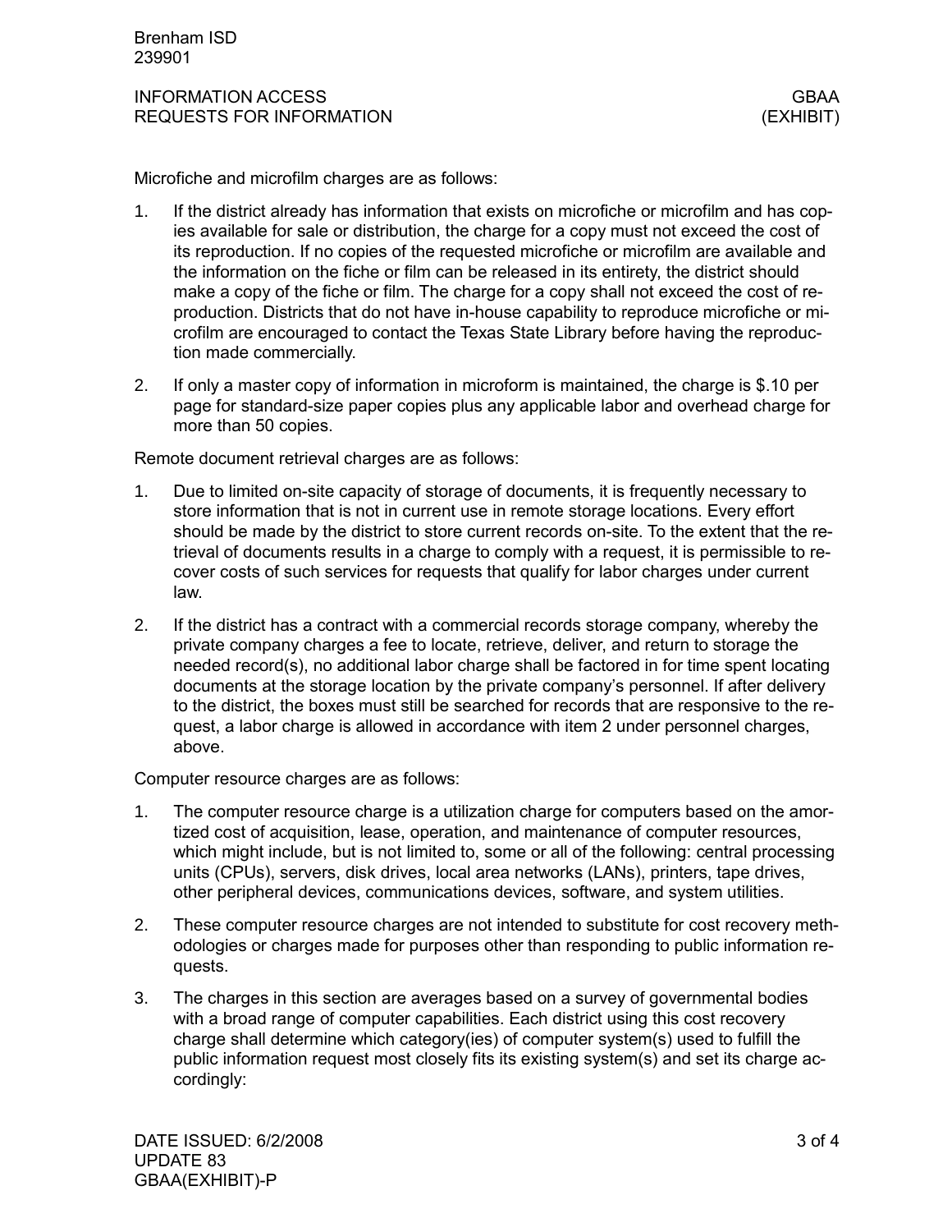Microfiche and microfilm charges are as follows:

1. If the district already has information that exists on microfiche or microfilm and has copies available for sale or distribution, the charge for a copy must not exceed the cost of its reproduction. If no copies of the requested microfiche or microfilm are available and the information on the fiche or film can be released in its entirety, the district should make a copy of the fiche or film. The charge for a copy shall not exceed the cost of reproduction. Districts that do not have in-house capability to reproduce microfiche or microfilm are encouraged to contact the Texas State Library before having the reproduction made commercially.
2. If only a master copy of information in microform is maintained, the charge is $.10 per page for standard-size paper copies plus any applicable labor and overhead charge for more than 50 copies.

Remote document retrieval charges are as follows:

1. Due to limited on-site capacity of storage of documents, it is frequently necessary to store information that is not in current use in remote storage locations. Every effort should be made by the district to store current records on-site. To the extent that the retrieval of documents results in a charge to comply with a request, it is permissible to recover costs of such services for requests that qualify for labor charges under current law.
2. If the district has a contract with a commercial records storage company, whereby the private company charges a fee to locate, retrieve, deliver, and return to storage the needed record(s), no additional labor charge shall be factored in for time spent locating documents at the storage location by the private company's personnel. If after delivery to the district, the boxes must still be searched for records that are responsive to the request, a labor charge is allowed in accordance with item 2 under personnel charges, above.

Computer resource charges are as follows:

1. The computer resource charge is a utilization charge for computers based on the amortized cost of acquisition, lease, operation, and maintenance of computer resources, which might include, but is not limited to, some or all of the following: central processing units (CPUs), servers, disk drives, local area networks (LANs), printers, tape drives, other peripheral devices, communications devices, software, and system utilities.
2. These computer resource charges are not intended to substitute for cost recovery methodologies or charges made for purposes other than responding to public information requests.
3. The charges in this section are averages based on a survey of governmental bodies with a broad range of computer capabilities. Each district using this cost recovery charge shall determine which category(ies) of computer system(s) used to fulfill the public information request most closely fits its existing system(s) and set its charge accordingly: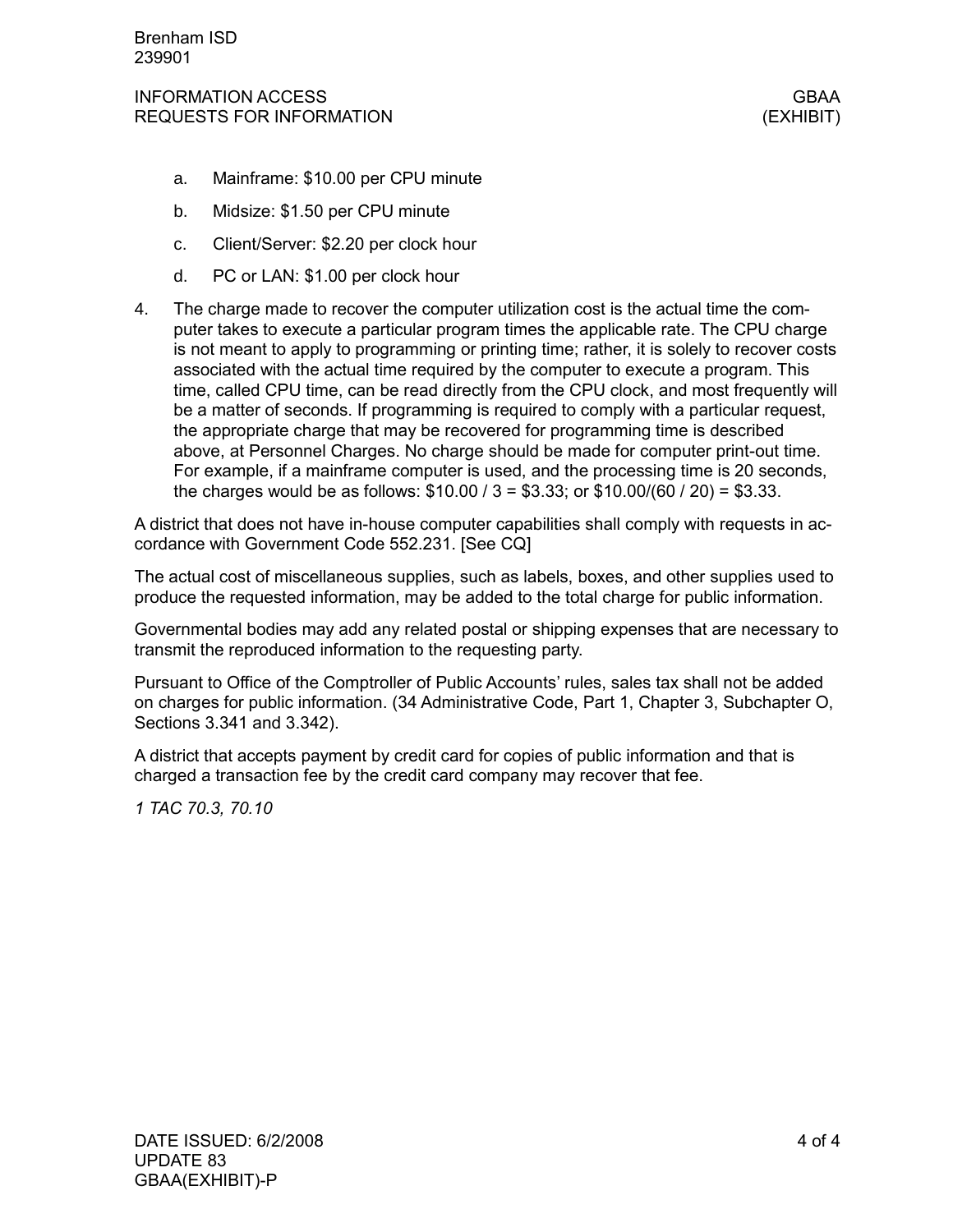a. Mainframe: $10.00 per CPU minute

b. Midsize: $1.50 per CPU minute

c. Client/Server: $2.20 per clock hour

d. PC or LAN: $1.00 per clock hour

4. The charge made to recover the computer utilization cost is the actual time the computer takes to execute a particular program times the applicable rate. The CPU charge is not meant to apply to programming or printing time; rather, it is solely to recover costs associated with the actual time required by the computer to execute a program. This time, called CPU time, can be read directly from the CPU clock, and most frequently will be a matter of seconds. If programming is required to comply with a particular request, the appropriate charge that may be recovered for programming time is described above, at Personnel Charges. No charge should be made for computer print-out time. For example, if a mainframe computer is used, and the processing time is 20 seconds, the charges would be as follows: $10.00 / 3 = $3.33; or $10.00/(60 / 20) = $3.33.

A district that does not have in-house computer capabilities shall comply with requests in accordance with Government Code 552.231. [See CQ]

The actual cost of miscellaneous supplies, such as labels, boxes, and other supplies used to produce the requested information, may be added to the total charge for public information.

Governmental bodies may add any related postal or shipping expenses that are necessary to transmit the reproduced information to the requesting party.

Pursuant to Office of the Comptroller of Public Accounts' rules, sales tax shall not be added on charges for public information. (34 Administrative Code, Part 1, Chapter 3, Subchapter O, Sections 3.341 and 3.342).

A district that accepts payment by credit card for copies of public information and that is charged a transaction fee by the credit card company may recover that fee.

*1 TAC 70.3, 70.10*